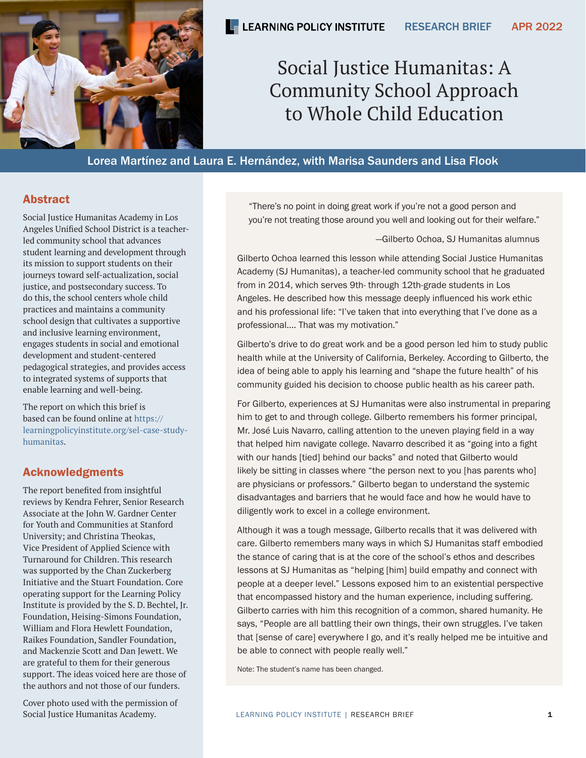LEARNING POLICY INSTITUTE | RESEARCH BRIEF | APR 2022

# Social Justice Humanitas: A Community School Approach to Whole Child Education

Lorea Martínez and Laura E. Hernández, with Marisa Saunders and Lisa Flook

## Abstract

Social Justice Humanitas Academy in Los Angeles Unified School District is a teacher-led community school that advances student learning and development through its mission to support students on their journeys toward self-actualization, social justice, and postsecondary success. To do this, the school centers whole child practices and maintains a community school design that cultivates a supportive and inclusive learning environment, engages students in social and emotional development and student-centered pedagogical strategies, and provides access to integrated systems of supports that enable learning and well-being.

The report on which this brief is based can be found online at https://learningpolicyinstitute.org/sel-case-study-humanitas.

## Acknowledgments

The report benefited from insightful reviews by Kendra Fehrer, Senior Research Associate at the John W. Gardner Center for Youth and Communities at Stanford University; and Christina Theokas, Vice President of Applied Science with Turnaround for Children. This research was supported by the Chan Zuckerberg Initiative and the Stuart Foundation. Core operating support for the Learning Policy Institute is provided by the S. D. Bechtel, Jr. Foundation, Heising-Simons Foundation, William and Flora Hewlett Foundation, Raikes Foundation, Sandler Foundation, and Mackenzie Scott and Dan Jewett. We are grateful to them for their generous support. The ideas voiced here are those of the authors and not those of our funders.

Cover photo used with the permission of Social Justice Humanitas Academy.

> "There's no point in doing great work if you're not a good person and you're not treating those around you well and looking out for their welfare."
>
> —Gilberto Ochoa, SJ Humanitas alumnus

Gilberto Ochoa learned this lesson while attending Social Justice Humanitas Academy (SJ Humanitas), a teacher-led community school that he graduated from in 2014, which serves 9th- through 12th-grade students in Los Angeles. He described how this message deeply influenced his work ethic and his professional life: "I've taken that into everything that I've done as a professional.... That was my motivation."

Gilberto's drive to do great work and be a good person led him to study public health while at the University of California, Berkeley. According to Gilberto, the idea of being able to apply his learning and "shape the future health" of his community guided his decision to choose public health as his career path.

For Gilberto, experiences at SJ Humanitas were also instrumental in preparing him to get to and through college. Gilberto remembers his former principal, Mr. José Luis Navarro, calling attention to the uneven playing field in a way that helped him navigate college. Navarro described it as "going into a fight with our hands [tied] behind our backs" and noted that Gilberto would likely be sitting in classes where "the person next to you [has parents who] are physicians or professors." Gilberto began to understand the systemic disadvantages and barriers that he would face and how he would have to diligently work to excel in a college environment.

Although it was a tough message, Gilberto recalls that it was delivered with care. Gilberto remembers many ways in which SJ Humanitas staff embodied the stance of caring that is at the core of the school's ethos and describes lessons at SJ Humanitas as "helping [him] build empathy and connect with people at a deeper level." Lessons exposed him to an existential perspective that encompassed history and the human experience, including suffering. Gilberto carries with him this recognition of a common, shared humanity. He says, "People are all battling their own things, their own struggles. I've taken that [sense of care] everywhere I go, and it's really helped me be intuitive and be able to connect with people really well."

Note: The student's name has been changed.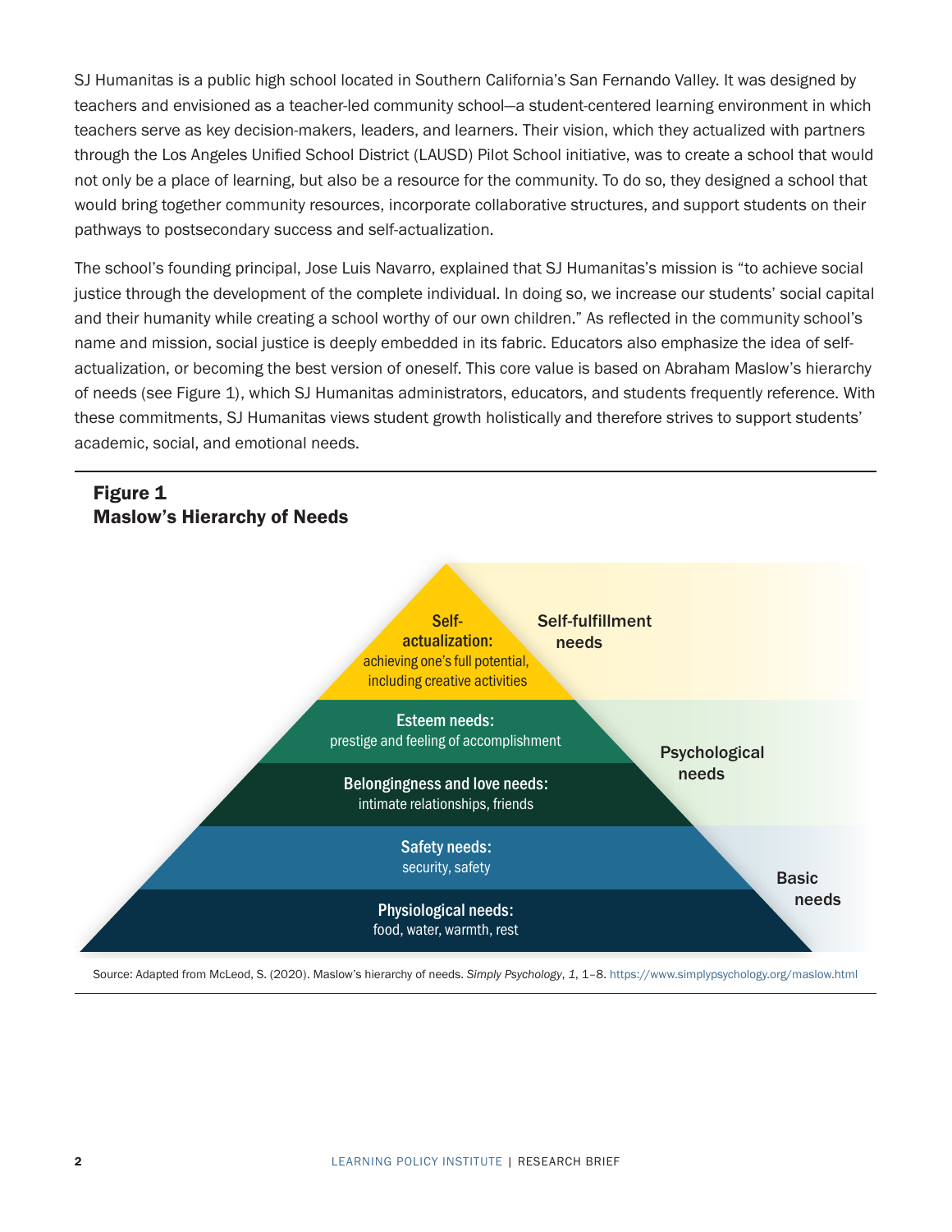SJ Humanitas is a public high school located in Southern California's San Fernando Valley. It was designed by teachers and envisioned as a teacher-led community school—a student-centered learning environment in which teachers serve as key decision-makers, leaders, and learners. Their vision, which they actualized with partners through the Los Angeles Unified School District (LAUSD) Pilot School initiative, was to create a school that would not only be a place of learning, but also be a resource for the community. To do so, they designed a school that would bring together community resources, incorporate collaborative structures, and support students on their pathways to postsecondary success and self-actualization.

The school's founding principal, Jose Luis Navarro, explained that SJ Humanitas's mission is "to achieve social justice through the development of the complete individual. In doing so, we increase our students' social capital and their humanity while creating a school worthy of our own children." As reflected in the community school's name and mission, social justice is deeply embedded in its fabric. Educators also emphasize the idea of self-actualization, or becoming the best version of oneself. This core value is based on Abraham Maslow's hierarchy of needs (see Figure 1), which SJ Humanitas administrators, educators, and students frequently reference. With these commitments, SJ Humanitas views student growth holistically and therefore strives to support students' academic, social, and emotional needs.

**Figure 1**
**Maslow's Hierarchy of Needs**

- **Self-fulfillment needs**
  - **Self-actualization:** achieving one's full potential, including creative activities
- **Psychological needs**
  - **Esteem needs:** prestige and feeling of accomplishment
  - **Belongingness and love needs:** intimate relationships, friends
- **Basic needs**
  - **Safety needs:** security, safety
  - **Physiological needs:** food, water, warmth, rest

Source: Adapted from McLeod, S. (2020). Maslow's hierarchy of needs. *Simply Psychology*, *1*, 1–8. https://www.simplypsychology.org/maslow.html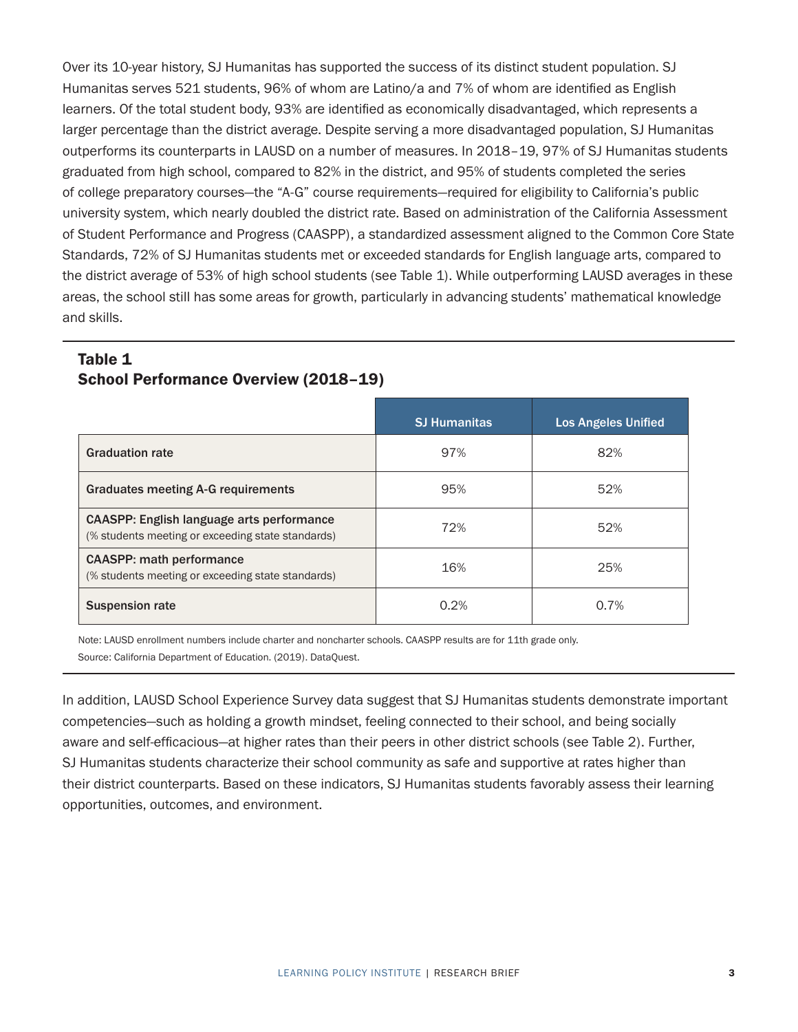Over its 10-year history, SJ Humanitas has supported the success of its distinct student population. SJ Humanitas serves 521 students, 96% of whom are Latino/a and 7% of whom are identified as English learners. Of the total student body, 93% are identified as economically disadvantaged, which represents a larger percentage than the district average. Despite serving a more disadvantaged population, SJ Humanitas outperforms its counterparts in LAUSD on a number of measures. In 2018–19, 97% of SJ Humanitas students graduated from high school, compared to 82% in the district, and 95% of students completed the series of college preparatory courses—the "A-G" course requirements—required for eligibility to California's public university system, which nearly doubled the district rate. Based on administration of the California Assessment of Student Performance and Progress (CAASPP), a standardized assessment aligned to the Common Core State Standards, 72% of SJ Humanitas students met or exceeded standards for English language arts, compared to the district average of 53% of high school students (see Table 1). While outperforming LAUSD averages in these areas, the school still has some areas for growth, particularly in advancing students' mathematical knowledge and skills.

### Table 1
### School Performance Overview (2018–19)

| | SJ Humanitas | Los Angeles Unified |
|---|---|---|
| **Graduation rate** | 97% | 82% |
| **Graduates meeting A-G requirements** | 95% | 52% |
| **CAASPP: English language arts performance** (% students meeting or exceeding state standards) | 72% | 52% |
| **CAASPP: math performance** (% students meeting or exceeding state standards) | 16% | 25% |
| **Suspension rate** | 0.2% | 0.7% |

Note: LAUSD enrollment numbers include charter and noncharter schools. CAASPP results are for 11th grade only.

Source: California Department of Education. (2019). DataQuest.

In addition, LAUSD School Experience Survey data suggest that SJ Humanitas students demonstrate important competencies—such as holding a growth mindset, feeling connected to their school, and being socially aware and self-efficacious—at higher rates than their peers in other district schools (see Table 2). Further, SJ Humanitas students characterize their school community as safe and supportive at rates higher than their district counterparts. Based on these indicators, SJ Humanitas students favorably assess their learning opportunities, outcomes, and environment.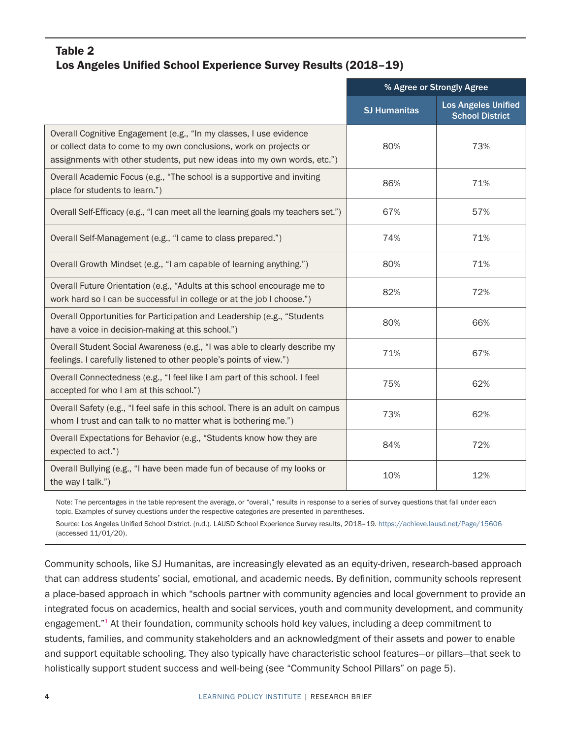**Table 2**
**Los Angeles Unified School Experience Survey Results (2018–19)**

| | % Agree or Strongly Agree | |
|---|---|---|
| | SJ Humanitas | Los Angeles Unified School District |
| Overall Cognitive Engagement (e.g., "In my classes, I use evidence or collect data to come to my own conclusions, work on projects or assignments with other students, put new ideas into my own words, etc.") | 80% | 73% |
| Overall Academic Focus (e.g., "The school is a supportive and inviting place for students to learn.") | 86% | 71% |
| Overall Self-Efficacy (e.g., "I can meet all the learning goals my teachers set.") | 67% | 57% |
| Overall Self-Management (e.g., "I came to class prepared.") | 74% | 71% |
| Overall Growth Mindset (e.g., "I am capable of learning anything.") | 80% | 71% |
| Overall Future Orientation (e.g., "Adults at this school encourage me to work hard so I can be successful in college or at the job I choose.") | 82% | 72% |
| Overall Opportunities for Participation and Leadership (e.g., "Students have a voice in decision-making at this school.") | 80% | 66% |
| Overall Student Social Awareness (e.g., "I was able to clearly describe my feelings. I carefully listened to other people's points of view.") | 71% | 67% |
| Overall Connectedness (e.g., "I feel like I am part of this school. I feel accepted for who I am at this school.") | 75% | 62% |
| Overall Safety (e.g., "I feel safe in this school. There is an adult on campus whom I trust and can talk to no matter what is bothering me.") | 73% | 62% |
| Overall Expectations for Behavior (e.g., "Students know how they are expected to act.") | 84% | 72% |
| Overall Bullying (e.g., "I have been made fun of because of my looks or the way I talk.") | 10% | 12% |

Note: The percentages in the table represent the average, or "overall," results in response to a series of survey questions that fall under each topic. Examples of survey questions under the respective categories are presented in parentheses.

Source: Los Angeles Unified School District. (n.d.). LAUSD School Experience Survey results, 2018–19. https://achieve.lausd.net/Page/15606 (accessed 11/01/20).

Community schools, like SJ Humanitas, are increasingly elevated as an equity-driven, research-based approach that can address students' social, emotional, and academic needs. By definition, community schools represent a place-based approach in which "schools partner with community agencies and local government to provide an integrated focus on academics, health and social services, youth and community development, and community engagement."[1] At their foundation, community schools hold key values, including a deep commitment to students, families, and community stakeholders and an acknowledgment of their assets and power to enable and support equitable schooling. They also typically have characteristic school features—or pillars—that seek to holistically support student success and well-being (see "Community School Pillars" on page 5).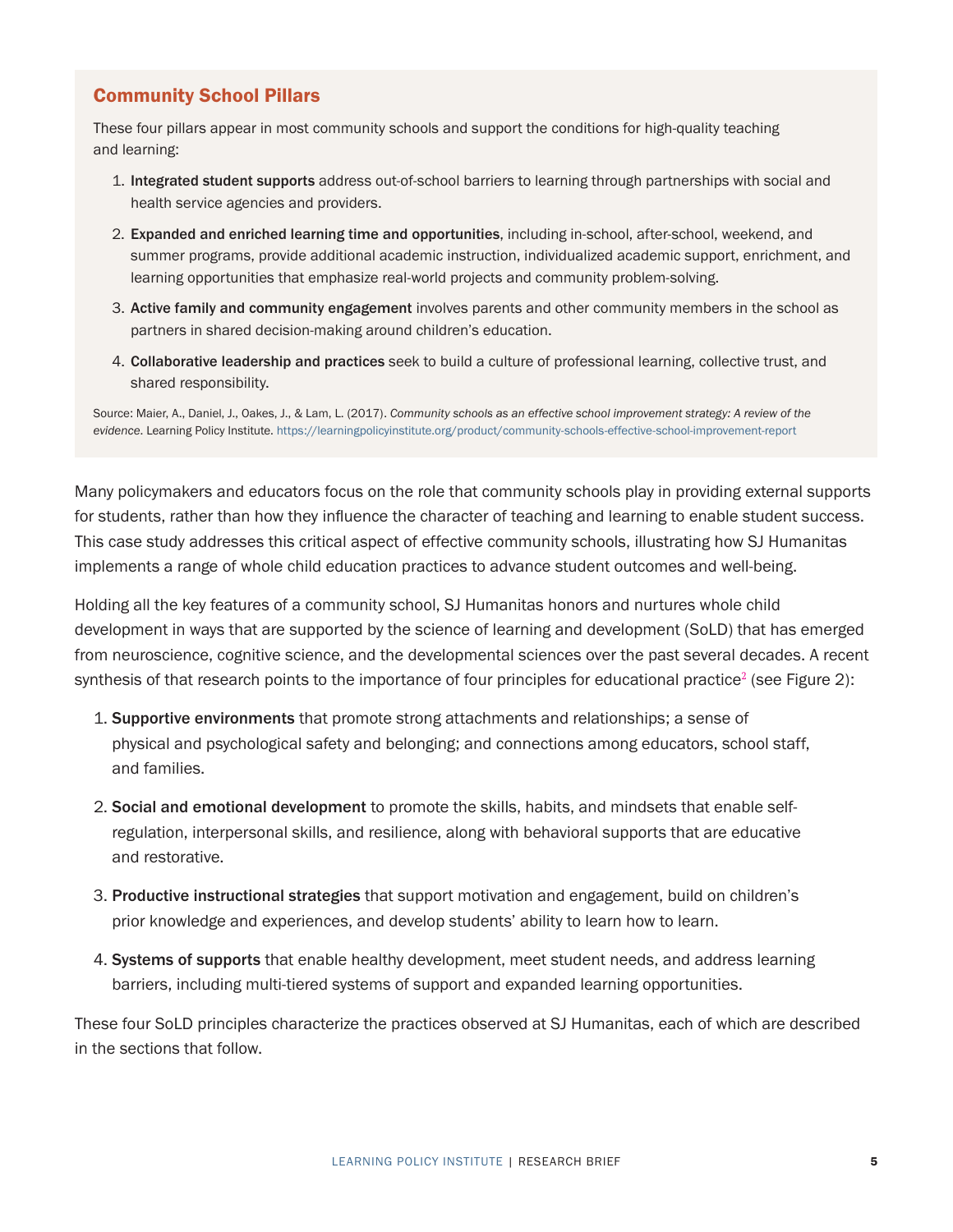### Community School Pillars

These four pillars appear in most community schools and support the conditions for high-quality teaching and learning:

1. **Integrated student supports** address out-of-school barriers to learning through partnerships with social and health service agencies and providers.
2. **Expanded and enriched learning time and opportunities**, including in-school, after-school, weekend, and summer programs, provide additional academic instruction, individualized academic support, enrichment, and learning opportunities that emphasize real-world projects and community problem-solving.
3. **Active family and community engagement** involves parents and other community members in the school as partners in shared decision-making around children's education.
4. **Collaborative leadership and practices** seek to build a culture of professional learning, collective trust, and shared responsibility.

Source: Maier, A., Daniel, J., Oakes, J., & Lam, L. (2017). *Community schools as an effective school improvement strategy: A review of the evidence.* Learning Policy Institute. https://learningpolicyinstitute.org/product/community-schools-effective-school-improvement-report

Many policymakers and educators focus on the role that community schools play in providing external supports for students, rather than how they influence the character of teaching and learning to enable student success. This case study addresses this critical aspect of effective community schools, illustrating how SJ Humanitas implements a range of whole child education practices to advance student outcomes and well-being.

Holding all the key features of a community school, SJ Humanitas honors and nurtures whole child development in ways that are supported by the science of learning and development (SoLD) that has emerged from neuroscience, cognitive science, and the developmental sciences over the past several decades. A recent synthesis of that research points to the importance of four principles for educational practice[2] (see Figure 2):

1. **Supportive environments** that promote strong attachments and relationships; a sense of physical and psychological safety and belonging; and connections among educators, school staff, and families.
2. **Social and emotional development** to promote the skills, habits, and mindsets that enable self-regulation, interpersonal skills, and resilience, along with behavioral supports that are educative and restorative.
3. **Productive instructional strategies** that support motivation and engagement, build on children's prior knowledge and experiences, and develop students' ability to learn how to learn.
4. **Systems of supports** that enable healthy development, meet student needs, and address learning barriers, including multi-tiered systems of support and expanded learning opportunities.

These four SoLD principles characterize the practices observed at SJ Humanitas, each of which are described in the sections that follow.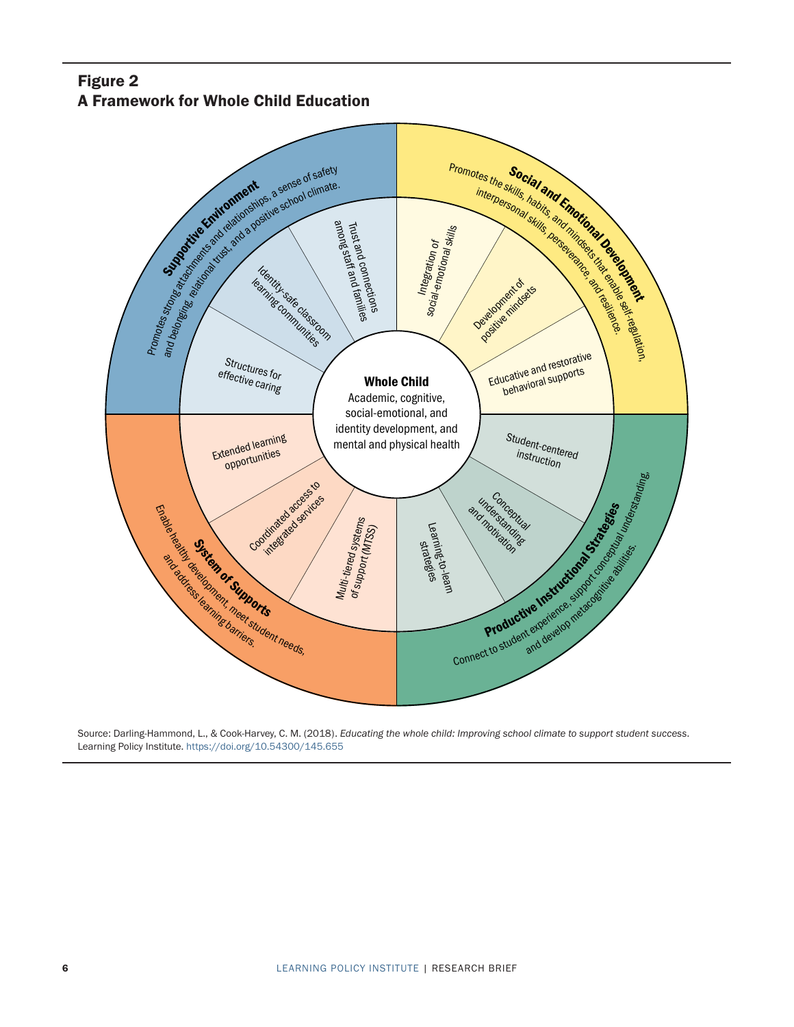## Figure 2
## A Framework for Whole Child Education

**Whole Child**
Academic, cognitive, social-emotional, and identity development, and mental and physical health

**Supportive Environment**
Promotes strong attachments and relationships, a sense of safety and belonging, relational trust, and a positive school climate.

- Trust and connections among staff and families
- Identity-safe classroom learning communities
- Structures for effective caring

**Social and Emotional Development**
Promotes the skills, habits, and mindsets that enable self-regulation, interpersonal skills, perseverance, and resilience.

- Integration of social-emotional skills
- Development of positive mindsets
- Educative and restorative behavioral supports

**Productive Instructional Strategies**
Connect to student experience, support conceptual understanding, and develop metacognitive abilities.

- Student-centered instruction
- Conceptual understanding and motivation
- Learning-to-learn strategies

**System of Supports**
Enable healthy development, meet student needs, and address learning barriers.

- Multi-tiered systems of support (MTSS)
- Coordinated access to integrated services
- Extended learning opportunities

Source: Darling-Hammond, L., & Cook-Harvey, C. M. (2018). *Educating the whole child: Improving school climate to support student success*. Learning Policy Institute. https://doi.org/10.54300/145.655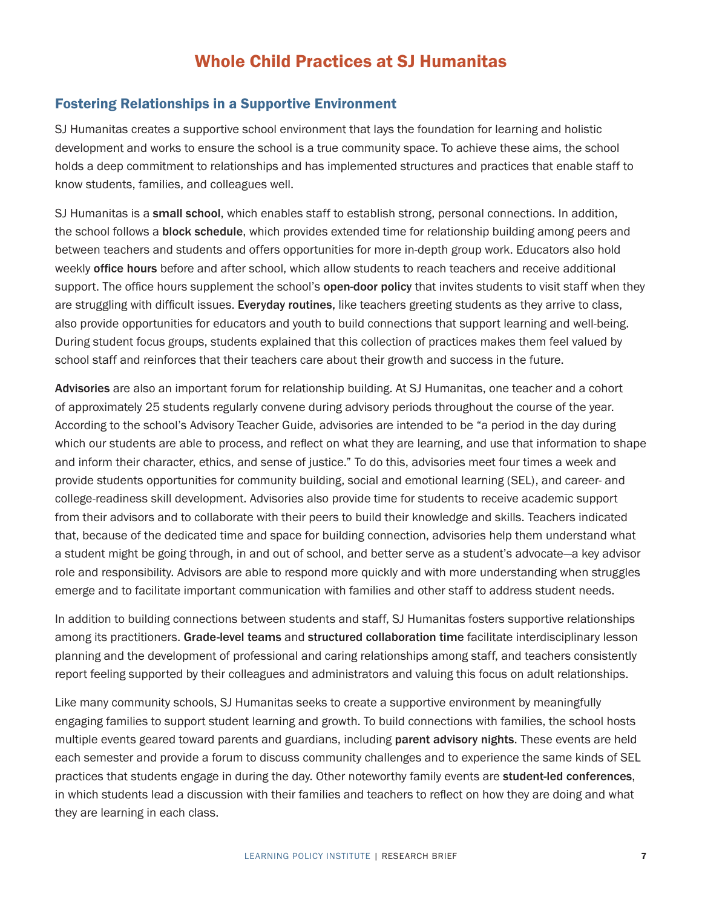# Whole Child Practices at SJ Humanitas

## Fostering Relationships in a Supportive Environment

SJ Humanitas creates a supportive school environment that lays the foundation for learning and holistic development and works to ensure the school is a true community space. To achieve these aims, the school holds a deep commitment to relationships and has implemented structures and practices that enable staff to know students, families, and colleagues well.

SJ Humanitas is a **small school**, which enables staff to establish strong, personal connections. In addition, the school follows a **block schedule**, which provides extended time for relationship building among peers and between teachers and students and offers opportunities for more in-depth group work. Educators also hold weekly **office hours** before and after school, which allow students to reach teachers and receive additional support. The office hours supplement the school's **open-door policy** that invites students to visit staff when they are struggling with difficult issues. **Everyday routines**, like teachers greeting students as they arrive to class, also provide opportunities for educators and youth to build connections that support learning and well-being. During student focus groups, students explained that this collection of practices makes them feel valued by school staff and reinforces that their teachers care about their growth and success in the future.

**Advisories** are also an important forum for relationship building. At SJ Humanitas, one teacher and a cohort of approximately 25 students regularly convene during advisory periods throughout the course of the year. According to the school's Advisory Teacher Guide, advisories are intended to be "a period in the day during which our students are able to process, and reflect on what they are learning, and use that information to shape and inform their character, ethics, and sense of justice." To do this, advisories meet four times a week and provide students opportunities for community building, social and emotional learning (SEL), and career- and college-readiness skill development. Advisories also provide time for students to receive academic support from their advisors and to collaborate with their peers to build their knowledge and skills. Teachers indicated that, because of the dedicated time and space for building connection, advisories help them understand what a student might be going through, in and out of school, and better serve as a student's advocate—a key advisor role and responsibility. Advisors are able to respond more quickly and with more understanding when struggles emerge and to facilitate important communication with families and other staff to address student needs.

In addition to building connections between students and staff, SJ Humanitas fosters supportive relationships among its practitioners. **Grade-level teams** and **structured collaboration time** facilitate interdisciplinary lesson planning and the development of professional and caring relationships among staff, and teachers consistently report feeling supported by their colleagues and administrators and valuing this focus on adult relationships.

Like many community schools, SJ Humanitas seeks to create a supportive environment by meaningfully engaging families to support student learning and growth. To build connections with families, the school hosts multiple events geared toward parents and guardians, including **parent advisory nights**. These events are held each semester and provide a forum to discuss community challenges and to experience the same kinds of SEL practices that students engage in during the day. Other noteworthy family events are **student-led conferences**, in which students lead a discussion with their families and teachers to reflect on how they are doing and what they are learning in each class.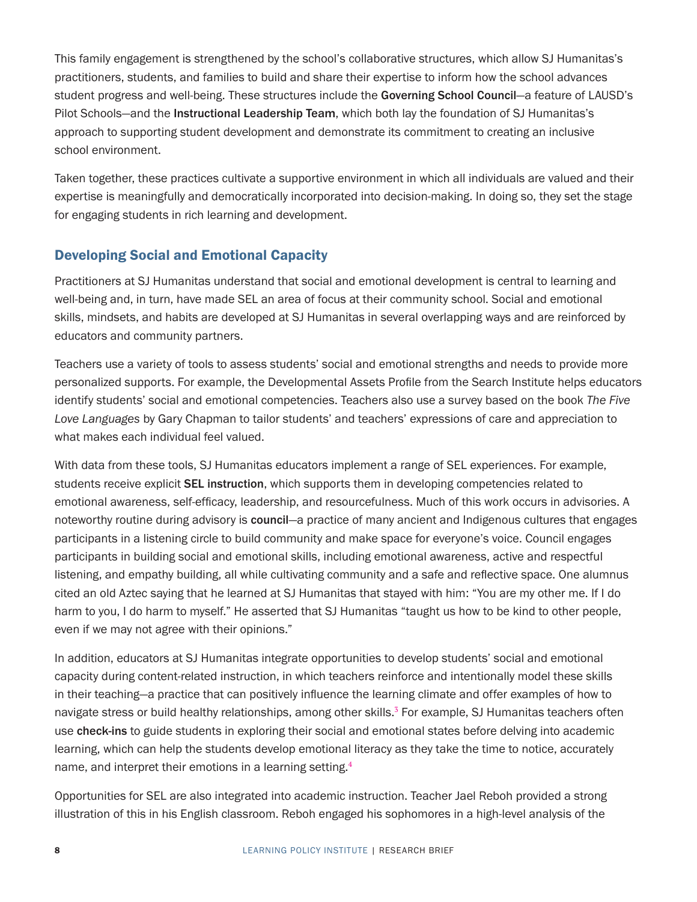This family engagement is strengthened by the school's collaborative structures, which allow SJ Humanitas's practitioners, students, and families to build and share their expertise to inform how the school advances student progress and well-being. These structures include the **Governing School Council**—a feature of LAUSD's Pilot Schools—and the **Instructional Leadership Team**, which both lay the foundation of SJ Humanitas's approach to supporting student development and demonstrate its commitment to creating an inclusive school environment.

Taken together, these practices cultivate a supportive environment in which all individuals are valued and their expertise is meaningfully and democratically incorporated into decision-making. In doing so, they set the stage for engaging students in rich learning and development.

## Developing Social and Emotional Capacity

Practitioners at SJ Humanitas understand that social and emotional development is central to learning and well-being and, in turn, have made SEL an area of focus at their community school. Social and emotional skills, mindsets, and habits are developed at SJ Humanitas in several overlapping ways and are reinforced by educators and community partners.

Teachers use a variety of tools to assess students' social and emotional strengths and needs to provide more personalized supports. For example, the Developmental Assets Profile from the Search Institute helps educators identify students' social and emotional competencies. Teachers also use a survey based on the book *The Five Love Languages* by Gary Chapman to tailor students' and teachers' expressions of care and appreciation to what makes each individual feel valued.

With data from these tools, SJ Humanitas educators implement a range of SEL experiences. For example, students receive explicit **SEL instruction**, which supports them in developing competencies related to emotional awareness, self-efficacy, leadership, and resourcefulness. Much of this work occurs in advisories. A noteworthy routine during advisory is **council**—a practice of many ancient and Indigenous cultures that engages participants in a listening circle to build community and make space for everyone's voice. Council engages participants in building social and emotional skills, including emotional awareness, active and respectful listening, and empathy building, all while cultivating community and a safe and reflective space. One alumnus cited an old Aztec saying that he learned at SJ Humanitas that stayed with him: "You are my other me. If I do harm to you, I do harm to myself." He asserted that SJ Humanitas "taught us how to be kind to other people, even if we may not agree with their opinions."

In addition, educators at SJ Humanitas integrate opportunities to develop students' social and emotional capacity during content-related instruction, in which teachers reinforce and intentionally model these skills in their teaching—a practice that can positively influence the learning climate and offer examples of how to navigate stress or build healthy relationships, among other skills.[3] For example, SJ Humanitas teachers often use **check-ins** to guide students in exploring their social and emotional states before delving into academic learning, which can help the students develop emotional literacy as they take the time to notice, accurately name, and interpret their emotions in a learning setting.[4]

Opportunities for SEL are also integrated into academic instruction. Teacher Jael Reboh provided a strong illustration of this in his English classroom. Reboh engaged his sophomores in a high-level analysis of the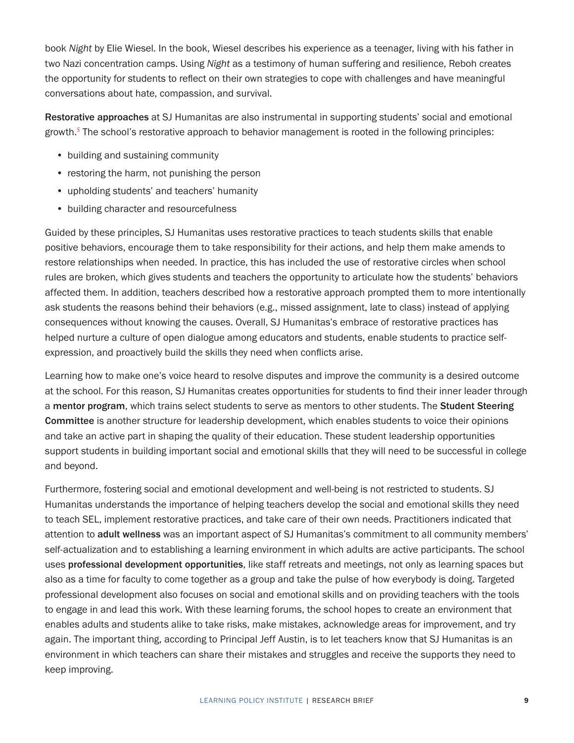book *Night* by Elie Wiesel. In the book, Wiesel describes his experience as a teenager, living with his father in two Nazi concentration camps. Using *Night* as a testimony of human suffering and resilience, Reboh creates the opportunity for students to reflect on their own strategies to cope with challenges and have meaningful conversations about hate, compassion, and survival.

**Restorative approaches** at SJ Humanitas are also instrumental in supporting students' social and emotional growth.[5] The school's restorative approach to behavior management is rooted in the following principles:

- building and sustaining community
- restoring the harm, not punishing the person
- upholding students' and teachers' humanity
- building character and resourcefulness

Guided by these principles, SJ Humanitas uses restorative practices to teach students skills that enable positive behaviors, encourage them to take responsibility for their actions, and help them make amends to restore relationships when needed. In practice, this has included the use of restorative circles when school rules are broken, which gives students and teachers the opportunity to articulate how the students' behaviors affected them. In addition, teachers described how a restorative approach prompted them to more intentionally ask students the reasons behind their behaviors (e.g., missed assignment, late to class) instead of applying consequences without knowing the causes. Overall, SJ Humanitas's embrace of restorative practices has helped nurture a culture of open dialogue among educators and students, enable students to practice self-expression, and proactively build the skills they need when conflicts arise.

Learning how to make one's voice heard to resolve disputes and improve the community is a desired outcome at the school. For this reason, SJ Humanitas creates opportunities for students to find their inner leader through a **mentor program**, which trains select students to serve as mentors to other students. The **Student Steering Committee** is another structure for leadership development, which enables students to voice their opinions and take an active part in shaping the quality of their education. These student leadership opportunities support students in building important social and emotional skills that they will need to be successful in college and beyond.

Furthermore, fostering social and emotional development and well-being is not restricted to students. SJ Humanitas understands the importance of helping teachers develop the social and emotional skills they need to teach SEL, implement restorative practices, and take care of their own needs. Practitioners indicated that attention to **adult wellness** was an important aspect of SJ Humanitas's commitment to all community members' self-actualization and to establishing a learning environment in which adults are active participants. The school uses **professional development opportunities**, like staff retreats and meetings, not only as learning spaces but also as a time for faculty to come together as a group and take the pulse of how everybody is doing. Targeted professional development also focuses on social and emotional skills and on providing teachers with the tools to engage in and lead this work. With these learning forums, the school hopes to create an environment that enables adults and students alike to take risks, make mistakes, acknowledge areas for improvement, and try again. The important thing, according to Principal Jeff Austin, is to let teachers know that SJ Humanitas is an environment in which teachers can share their mistakes and struggles and receive the supports they need to keep improving.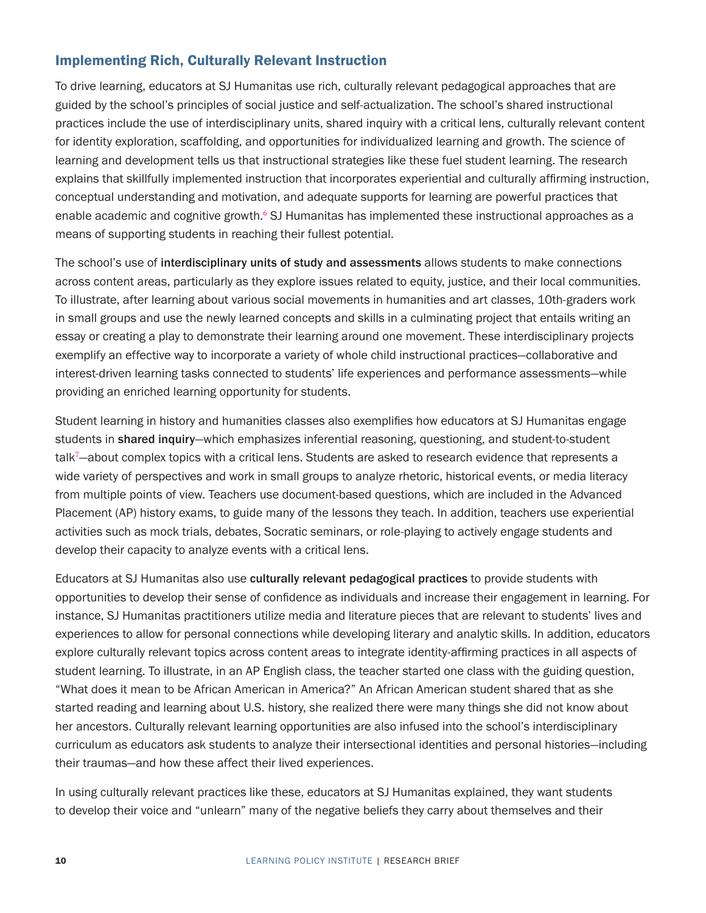## Implementing Rich, Culturally Relevant Instruction

To drive learning, educators at SJ Humanitas use rich, culturally relevant pedagogical approaches that are guided by the school's principles of social justice and self-actualization. The school's shared instructional practices include the use of interdisciplinary units, shared inquiry with a critical lens, culturally relevant content for identity exploration, scaffolding, and opportunities for individualized learning and growth. The science of learning and development tells us that instructional strategies like these fuel student learning. The research explains that skillfully implemented instruction that incorporates experiential and culturally affirming instruction, conceptual understanding and motivation, and adequate supports for learning are powerful practices that enable academic and cognitive growth.[6] SJ Humanitas has implemented these instructional approaches as a means of supporting students in reaching their fullest potential.

The school's use of **interdisciplinary units of study and assessments** allows students to make connections across content areas, particularly as they explore issues related to equity, justice, and their local communities. To illustrate, after learning about various social movements in humanities and art classes, 10th-graders work in small groups and use the newly learned concepts and skills in a culminating project that entails writing an essay or creating a play to demonstrate their learning around one movement. These interdisciplinary projects exemplify an effective way to incorporate a variety of whole child instructional practices—collaborative and interest-driven learning tasks connected to students' life experiences and performance assessments—while providing an enriched learning opportunity for students.

Student learning in history and humanities classes also exemplifies how educators at SJ Humanitas engage students in **shared inquiry**—which emphasizes inferential reasoning, questioning, and student-to-student talk[7]—about complex topics with a critical lens. Students are asked to research evidence that represents a wide variety of perspectives and work in small groups to analyze rhetoric, historical events, or media literacy from multiple points of view. Teachers use document-based questions, which are included in the Advanced Placement (AP) history exams, to guide many of the lessons they teach. In addition, teachers use experiential activities such as mock trials, debates, Socratic seminars, or role-playing to actively engage students and develop their capacity to analyze events with a critical lens.

Educators at SJ Humanitas also use **culturally relevant pedagogical practices** to provide students with opportunities to develop their sense of confidence as individuals and increase their engagement in learning. For instance, SJ Humanitas practitioners utilize media and literature pieces that are relevant to students' lives and experiences to allow for personal connections while developing literary and analytic skills. In addition, educators explore culturally relevant topics across content areas to integrate identity-affirming practices in all aspects of student learning. To illustrate, in an AP English class, the teacher started one class with the guiding question, "What does it mean to be African American in America?" An African American student shared that as she started reading and learning about U.S. history, she realized there were many things she did not know about her ancestors. Culturally relevant learning opportunities are also infused into the school's interdisciplinary curriculum as educators ask students to analyze their intersectional identities and personal histories—including their traumas—and how these affect their lived experiences.

In using culturally relevant practices like these, educators at SJ Humanitas explained, they want students to develop their voice and "unlearn" many of the negative beliefs they carry about themselves and their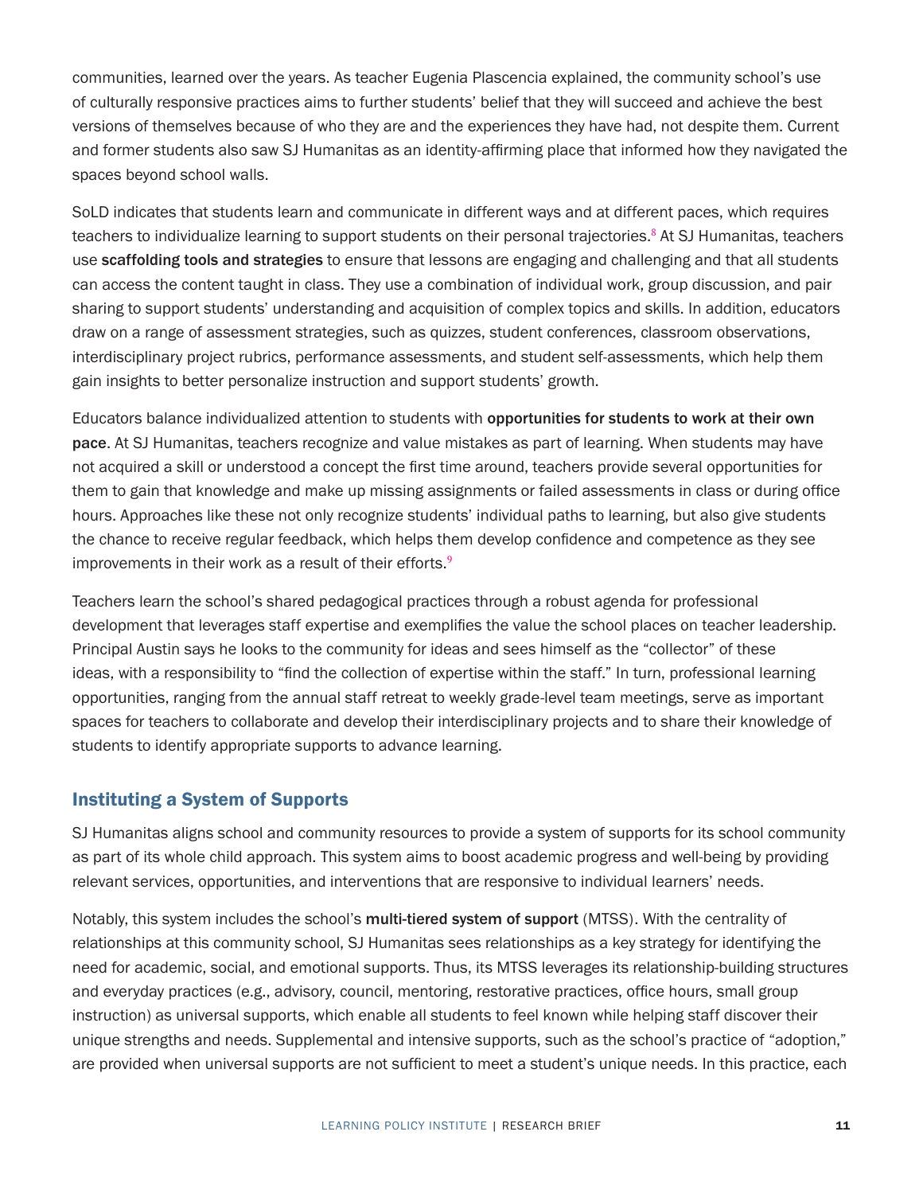communities, learned over the years. As teacher Eugenia Plascencia explained, the community school's use of culturally responsive practices aims to further students' belief that they will succeed and achieve the best versions of themselves because of who they are and the experiences they have had, not despite them. Current and former students also saw SJ Humanitas as an identity-affirming place that informed how they navigated the spaces beyond school walls.

SoLD indicates that students learn and communicate in different ways and at different paces, which requires teachers to individualize learning to support students on their personal trajectories.[8] At SJ Humanitas, teachers use **scaffolding tools and strategies** to ensure that lessons are engaging and challenging and that all students can access the content taught in class. They use a combination of individual work, group discussion, and pair sharing to support students' understanding and acquisition of complex topics and skills. In addition, educators draw on a range of assessment strategies, such as quizzes, student conferences, classroom observations, interdisciplinary project rubrics, performance assessments, and student self-assessments, which help them gain insights to better personalize instruction and support students' growth.

Educators balance individualized attention to students with **opportunities for students to work at their own pace**. At SJ Humanitas, teachers recognize and value mistakes as part of learning. When students may have not acquired a skill or understood a concept the first time around, teachers provide several opportunities for them to gain that knowledge and make up missing assignments or failed assessments in class or during office hours. Approaches like these not only recognize students' individual paths to learning, but also give students the chance to receive regular feedback, which helps them develop confidence and competence as they see improvements in their work as a result of their efforts.[9]

Teachers learn the school's shared pedagogical practices through a robust agenda for professional development that leverages staff expertise and exemplifies the value the school places on teacher leadership. Principal Austin says he looks to the community for ideas and sees himself as the "collector" of these ideas, with a responsibility to "find the collection of expertise within the staff." In turn, professional learning opportunities, ranging from the annual staff retreat to weekly grade-level team meetings, serve as important spaces for teachers to collaborate and develop their interdisciplinary projects and to share their knowledge of students to identify appropriate supports to advance learning.

## Instituting a System of Supports

SJ Humanitas aligns school and community resources to provide a system of supports for its school community as part of its whole child approach. This system aims to boost academic progress and well-being by providing relevant services, opportunities, and interventions that are responsive to individual learners' needs.

Notably, this system includes the school's **multi-tiered system of support** (MTSS). With the centrality of relationships at this community school, SJ Humanitas sees relationships as a key strategy for identifying the need for academic, social, and emotional supports. Thus, its MTSS leverages its relationship-building structures and everyday practices (e.g., advisory, council, mentoring, restorative practices, office hours, small group instruction) as universal supports, which enable all students to feel known while helping staff discover their unique strengths and needs. Supplemental and intensive supports, such as the school's practice of "adoption," are provided when universal supports are not sufficient to meet a student's unique needs. In this practice, each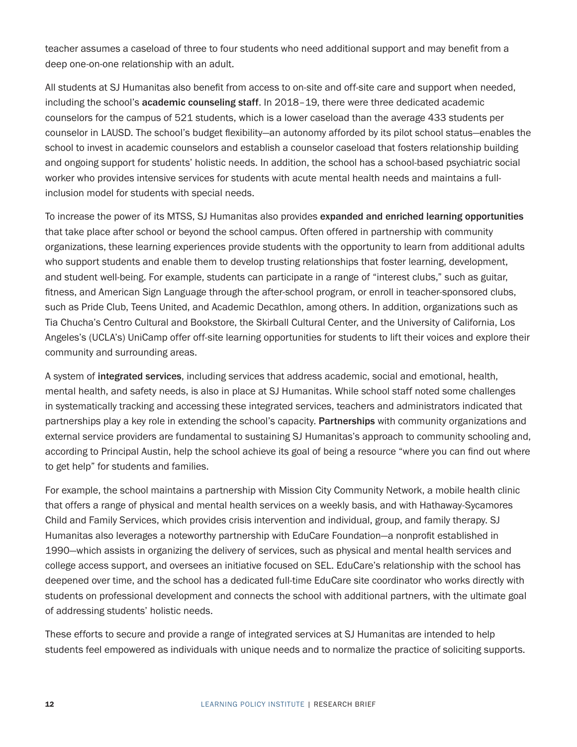teacher assumes a caseload of three to four students who need additional support and may benefit from a deep one-on-one relationship with an adult.

All students at SJ Humanitas also benefit from access to on-site and off-site care and support when needed, including the school's **academic counseling staff**. In 2018–19, there were three dedicated academic counselors for the campus of 521 students, which is a lower caseload than the average 433 students per counselor in LAUSD. The school's budget flexibility—an autonomy afforded by its pilot school status—enables the school to invest in academic counselors and establish a counselor caseload that fosters relationship building and ongoing support for students' holistic needs. In addition, the school has a school-based psychiatric social worker who provides intensive services for students with acute mental health needs and maintains a full-inclusion model for students with special needs.

To increase the power of its MTSS, SJ Humanitas also provides **expanded and enriched learning opportunities** that take place after school or beyond the school campus. Often offered in partnership with community organizations, these learning experiences provide students with the opportunity to learn from additional adults who support students and enable them to develop trusting relationships that foster learning, development, and student well-being. For example, students can participate in a range of "interest clubs," such as guitar, fitness, and American Sign Language through the after-school program, or enroll in teacher-sponsored clubs, such as Pride Club, Teens United, and Academic Decathlon, among others. In addition, organizations such as Tia Chucha's Centro Cultural and Bookstore, the Skirball Cultural Center, and the University of California, Los Angeles's (UCLA's) UniCamp offer off-site learning opportunities for students to lift their voices and explore their community and surrounding areas.

A system of **integrated services**, including services that address academic, social and emotional, health, mental health, and safety needs, is also in place at SJ Humanitas. While school staff noted some challenges in systematically tracking and accessing these integrated services, teachers and administrators indicated that partnerships play a key role in extending the school's capacity. **Partnerships** with community organizations and external service providers are fundamental to sustaining SJ Humanitas's approach to community schooling and, according to Principal Austin, help the school achieve its goal of being a resource "where you can find out where to get help" for students and families.

For example, the school maintains a partnership with Mission City Community Network, a mobile health clinic that offers a range of physical and mental health services on a weekly basis, and with Hathaway-Sycamores Child and Family Services, which provides crisis intervention and individual, group, and family therapy. SJ Humanitas also leverages a noteworthy partnership with EduCare Foundation—a nonprofit established in 1990—which assists in organizing the delivery of services, such as physical and mental health services and college access support, and oversees an initiative focused on SEL. EduCare's relationship with the school has deepened over time, and the school has a dedicated full-time EduCare site coordinator who works directly with students on professional development and connects the school with additional partners, with the ultimate goal of addressing students' holistic needs.

These efforts to secure and provide a range of integrated services at SJ Humanitas are intended to help students feel empowered as individuals with unique needs and to normalize the practice of soliciting supports.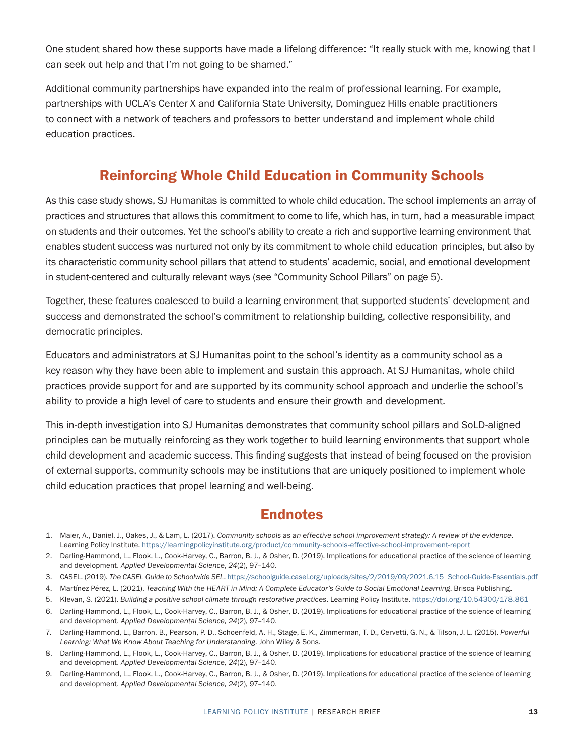One student shared how these supports have made a lifelong difference: "It really stuck with me, knowing that I can seek out help and that I'm not going to be shamed."

Additional community partnerships have expanded into the realm of professional learning. For example, partnerships with UCLA's Center X and California State University, Dominguez Hills enable practitioners to connect with a network of teachers and professors to better understand and implement whole child education practices.

## Reinforcing Whole Child Education in Community Schools

As this case study shows, SJ Humanitas is committed to whole child education. The school implements an array of practices and structures that allows this commitment to come to life, which has, in turn, had a measurable impact on students and their outcomes. Yet the school's ability to create a rich and supportive learning environment that enables student success was nurtured not only by its commitment to whole child education principles, but also by its characteristic community school pillars that attend to students' academic, social, and emotional development in student-centered and culturally relevant ways (see "Community School Pillars" on page 5).

Together, these features coalesced to build a learning environment that supported students' development and success and demonstrated the school's commitment to relationship building, collective responsibility, and democratic principles.

Educators and administrators at SJ Humanitas point to the school's identity as a community school as a key reason why they have been able to implement and sustain this approach. At SJ Humanitas, whole child practices provide support for and are supported by its community school approach and underlie the school's ability to provide a high level of care to students and ensure their growth and development.

This in-depth investigation into SJ Humanitas demonstrates that community school pillars and SoLD-aligned principles can be mutually reinforcing as they work together to build learning environments that support whole child development and academic success. This finding suggests that instead of being focused on the provision of external supports, community schools may be institutions that are uniquely positioned to implement whole child education practices that propel learning and well-being.

## Endnotes

1. Maier, A., Daniel, J., Oakes, J., & Lam, L. (2017). *Community schools as an effective school improvement strategy: A review of the evidence.* Learning Policy Institute. https://learningpolicyinstitute.org/product/community-schools-effective-school-improvement-report
2. Darling-Hammond, L., Flook, L., Cook-Harvey, C., Barron, B. J., & Osher, D. (2019). Implications for educational practice of the science of learning and development. *Applied Developmental Science*, *24*(2), 97–140.
3. CASEL. (2019). *The CASEL Guide to Schoolwide SEL*. https://schoolguide.casel.org/uploads/sites/2/2019/09/2021.6.15_School-Guide-Essentials.pdf
4. Martínez Pérez, L. (2021). *Teaching With the HEART in Mind: A Complete Educator's Guide to Social Emotional Learning*. Brisca Publishing.
5. Klevan, S. (2021). *Building a positive school climate through restorative practices*. Learning Policy Institute. https://doi.org/10.54300/178.861
6. Darling-Hammond, L., Flook, L., Cook-Harvey, C., Barron, B. J., & Osher, D. (2019). Implications for educational practice of the science of learning and development. *Applied Developmental Science, 24*(2), 97–140.
7. Darling-Hammond, L., Barron, B., Pearson, P. D., Schoenfeld, A. H., Stage, E. K., Zimmerman, T. D., Cervetti, G. N., & Tilson, J. L. (2015). *Powerful Learning: What We Know About Teaching for Understanding*. John Wiley & Sons.
8. Darling-Hammond, L., Flook, L., Cook-Harvey, C., Barron, B. J., & Osher, D. (2019). Implications for educational practice of the science of learning and development. *Applied Developmental Science, 24*(2), 97–140.
9. Darling-Hammond, L., Flook, L., Cook-Harvey, C., Barron, B. J., & Osher, D. (2019). Implications for educational practice of the science of learning and development. *Applied Developmental Science, 24*(2), 97–140.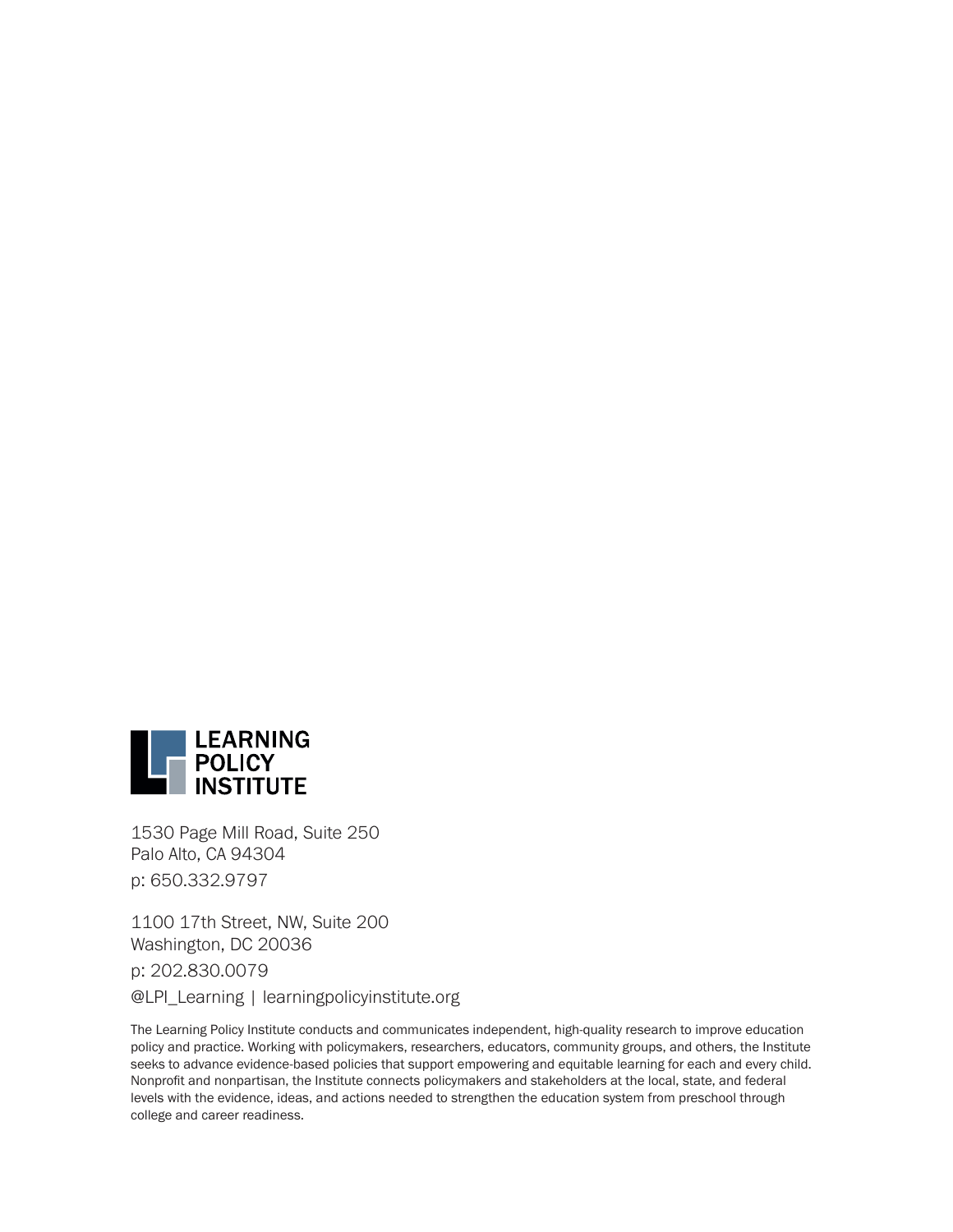LEARNING POLICY INSTITUTE

1530 Page Mill Road, Suite 250
Palo Alto, CA 94304
p: 650.332.9797

1100 17th Street, NW, Suite 200
Washington, DC 20036
p: 202.830.0079
@LPI_Learning | learningpolicyinstitute.org

The Learning Policy Institute conducts and communicates independent, high-quality research to improve education policy and practice. Working with policymakers, researchers, educators, community groups, and others, the Institute seeks to advance evidence-based policies that support empowering and equitable learning for each and every child. Nonprofit and nonpartisan, the Institute connects policymakers and stakeholders at the local, state, and federal levels with the evidence, ideas, and actions needed to strengthen the education system from preschool through college and career readiness.